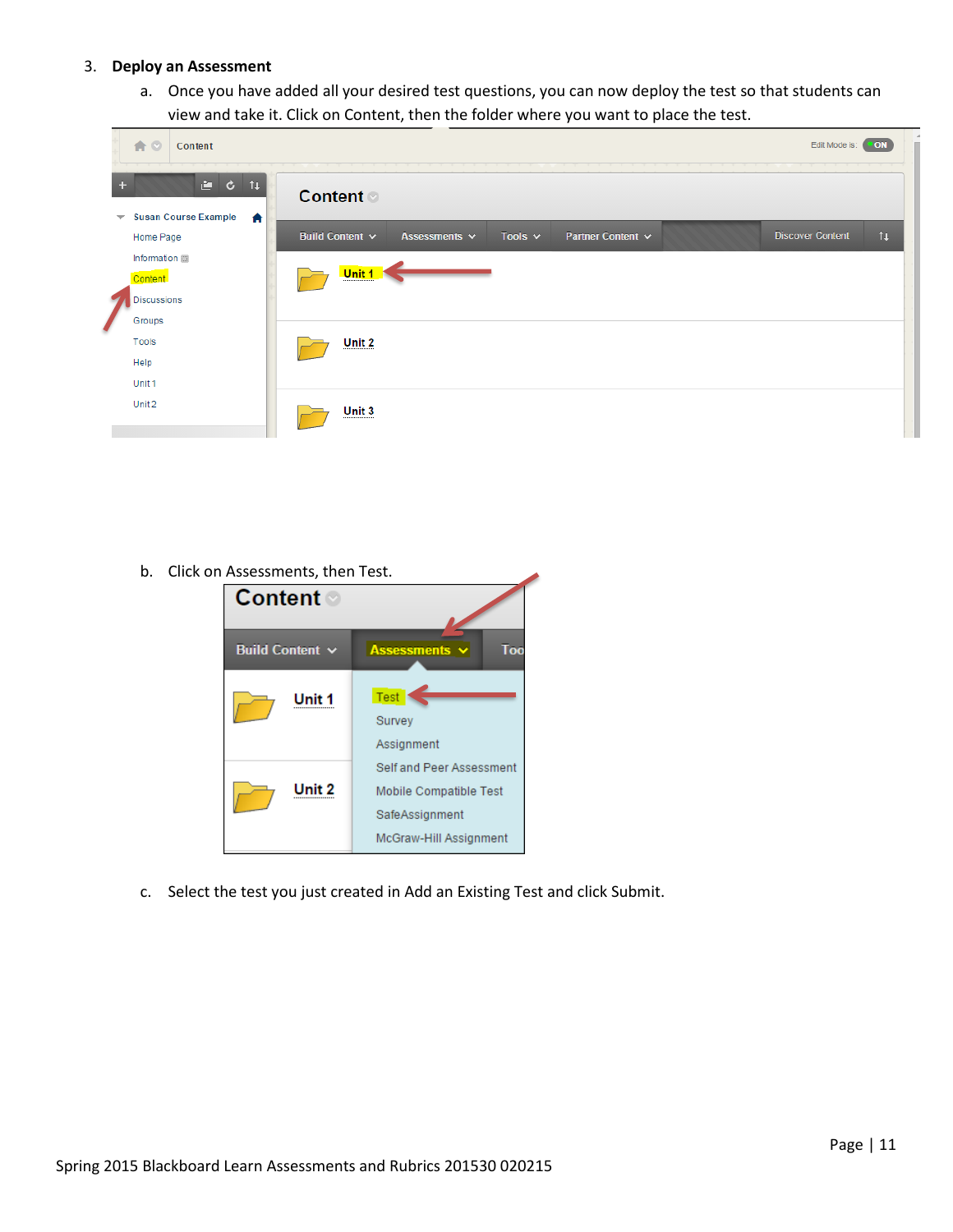3. **Deploy an Assessment**

    a. Once you have added all your desired test questions, you can now deploy the test so that students can view and take it. Click on Content, then the folder where you want to place the test.

    b. Click on Assessments, then Test.

    c. Select the test you just created in Add an Existing Test and click Submit.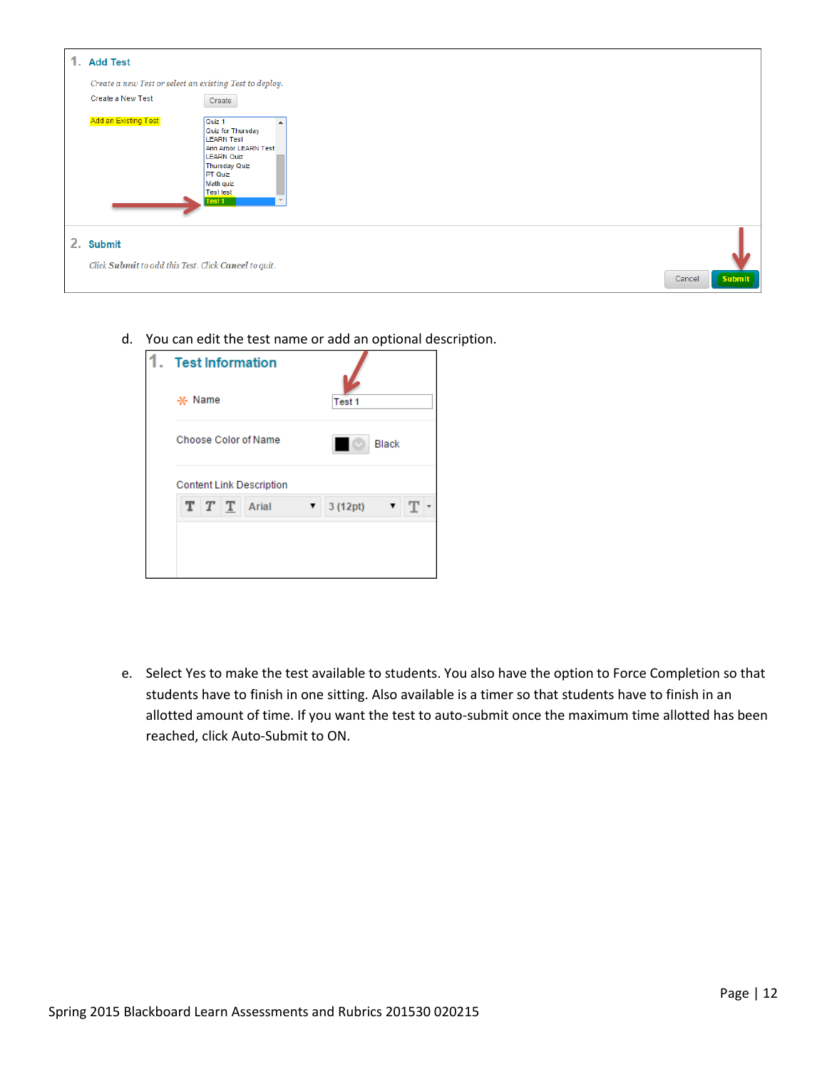1. **Add Test**

*Create a new Test or select an existing Test to deploy.*

Create a New Test — Create

Add an Existing Test

- Quiz 1
- Quiz for Thursday
- LEARN Test
- Ann Arbor LEARN Test
- LEARN Quiz
- Thursday Quiz
- PT Quiz
- Math quiz
- Test test
- Test 1

2. **Submit**

*Click **Submit** to add this Test. Click **Cancel** to quit.*

Cancel | Submit

d. You can edit the test name or add an optional description.

1. **Test Information**

\* Name: Test 1

Choose Color of Name: Black

Content Link Description

Arial | 3 (12pt)

e. Select Yes to make the test available to students. You also have the option to Force Completion so that students have to finish in one sitting. Also available is a timer so that students have to finish in an allotted amount of time. If you want the test to auto-submit once the maximum time allotted has been reached, click Auto-Submit to ON.

Spring 2015 Blackboard Learn Assessments and Rubrics 201530 020215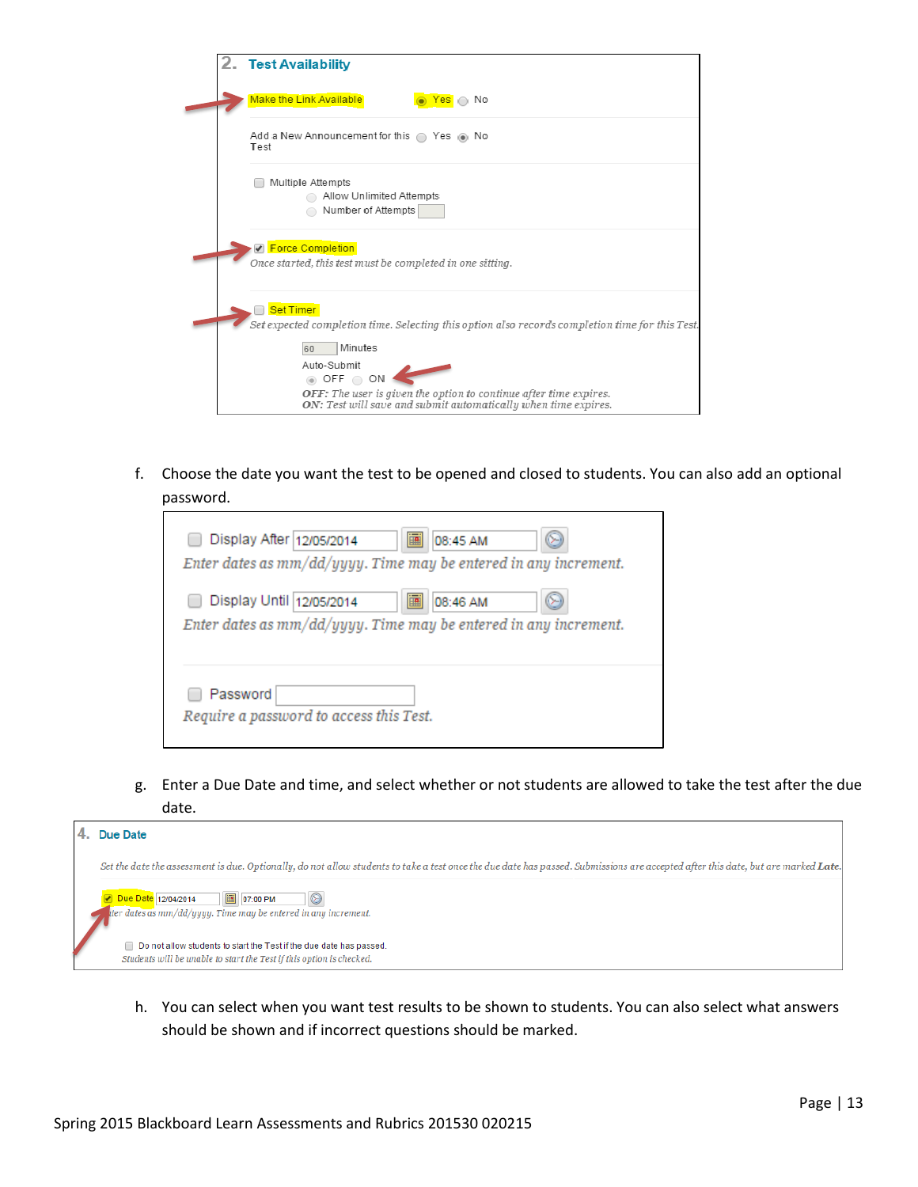## 2. Test Availability

Make the Link Available ◉ Yes ○ No

Add a New Announcement for this Test ○ Yes ◉ No

☐ Multiple Attempts
○ Allow Unlimited Attempts
○ Number of Attempts

☑ Force Completion
*Once started, this test must be completed in one sitting.*

☐ Set Timer
*Set expected completion time. Selecting this option also records completion time for this Test.*

60 Minutes

Auto-Submit
◉ OFF ○ ON

***OFF:** The user is given the option to continue after time expires.*
***ON:** Test will save and submit automatically when time expires.*

f. Choose the date you want the test to be opened and closed to students. You can also add an optional password.

☐ Display After 12/05/2014 08:45 AM
*Enter dates as mm/dd/yyyy. Time may be entered in any increment.*

☐ Display Until 12/05/2014 08:46 AM
*Enter dates as mm/dd/yyyy. Time may be entered in any increment.*

☐ Password
*Require a password to access this Test.*

g. Enter a Due Date and time, and select whether or not students are allowed to take the test after the due date.

## 4. Due Date

*Set the date the assessment is due. Optionally, do not allow students to take a test once the due date has passed. Submissions are accepted after this date, but are marked **Late**.*

☑ Due Date 12/04/2014 07:00 PM
*Enter dates as mm/dd/yyyy. Time may be entered in any increment.*

☐ Do not allow students to start the Test if the due date has passed.
*Students will be unable to start the Test if this option is checked.*

h. You can select when you want test results to be shown to students. You can also select what answers should be shown and if incorrect questions should be marked.

Spring 2015 Blackboard Learn Assessments and Rubrics 201530 020215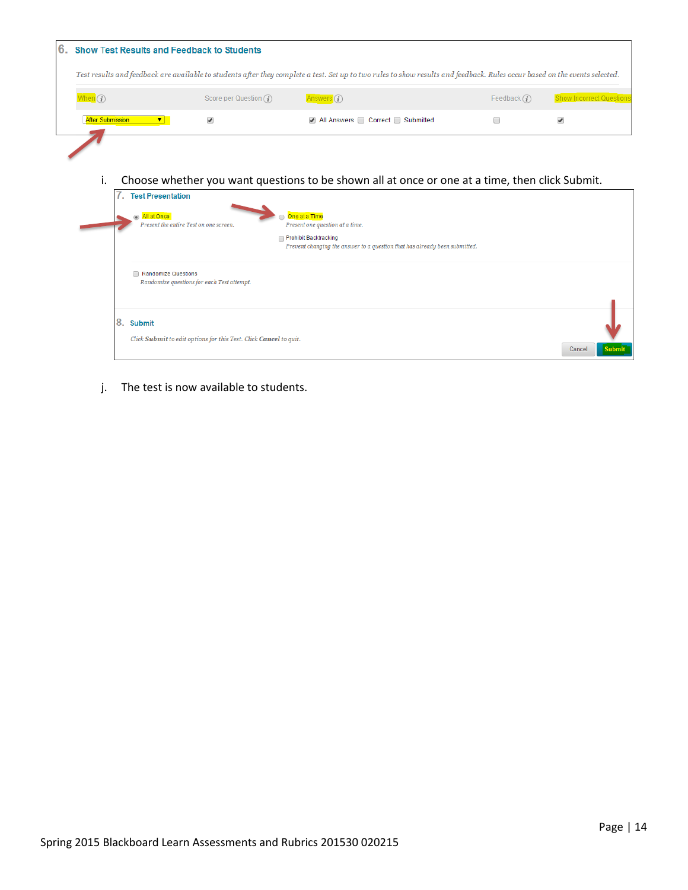6. **Show Test Results and Feedback to Students**

*Test results and feedback are available to students after they complete a test. Set up to two rules to show results and feedback. Rules occur based on the events selected.*

| When | Score per Question | Answers | Feedback | Show Incorrect Questions |
|---|---|---|---|---|
| After Submission | ☑ | ☑ All Answers ☐ Correct ☐ Submitted | ☐ | ☑ |

i. Choose whether you want questions to be shown all at once or one at a time, then click Submit.

7. **Test Presentation**

◉ All at Once
*Present the entire Test on one screen.*

○ One at a Time
*Present one question at a time.*

☐ Prohibit Backtracking
*Prevent changing the answer to a question that has already been submitted.*

☐ Randomize Questions
*Randomize questions for each Test attempt.*

8. **Submit**

*Click **Submit** to edit options for this Test. Click **Cancel** to quit.*

Cancel | Submit

j. The test is now available to students.

Spring 2015 Blackboard Learn Assessments and Rubrics 201530 020215